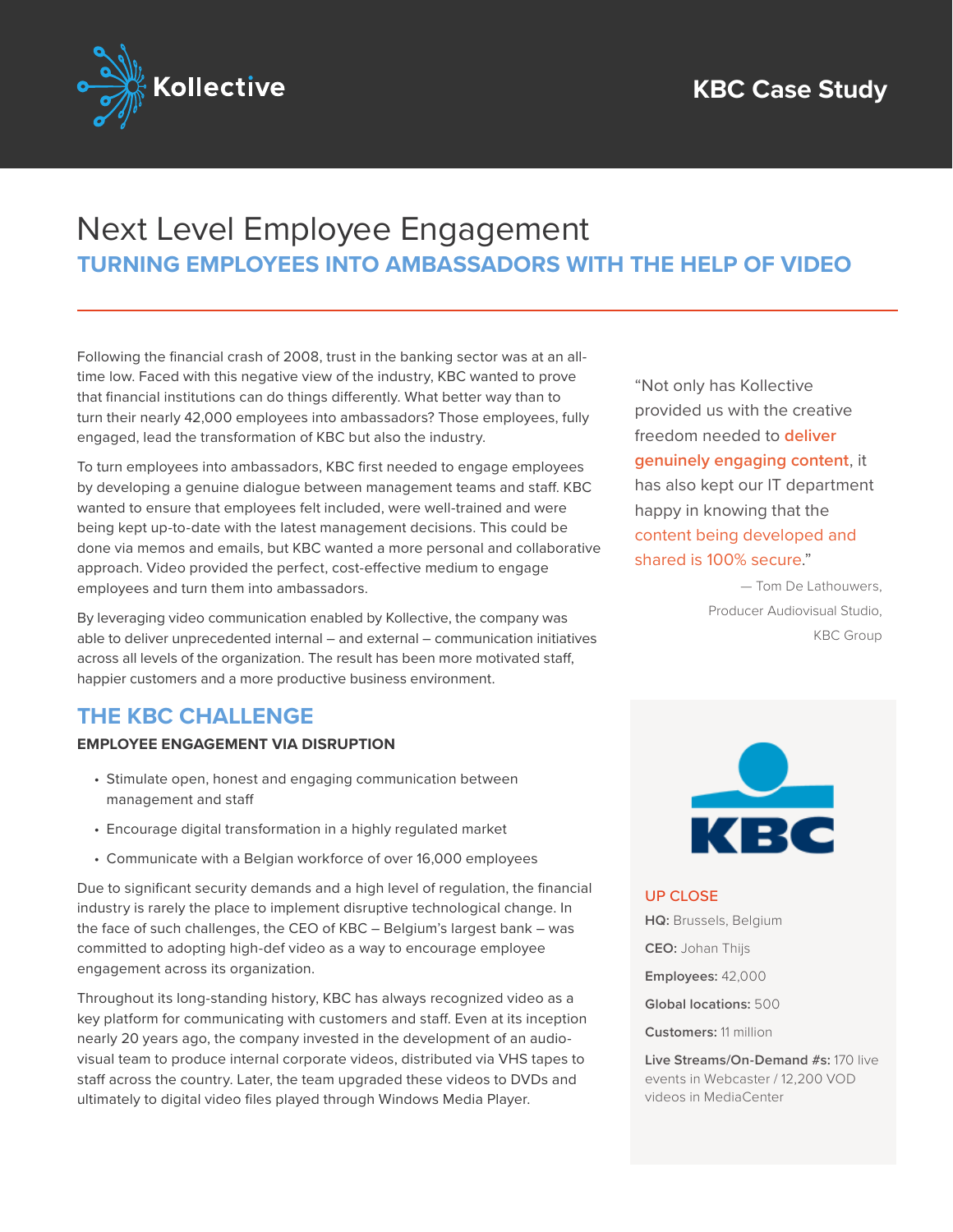Kollective

KBC Case Study

# Next Level Employee Engagement

## TURNING EMPLOYEES INTO AMBASSADORS WITH THE HELP OF VIDEO

Following the financial crash of 2008, trust in the banking sector was at an all-time low. Faced with this negative view of the industry, KBC wanted to prove that financial institutions can do things differently. What better way than to turn their nearly 42,000 employees into ambassadors? Those employees, fully engaged, lead the transformation of KBC but also the industry.

To turn employees into ambassadors, KBC first needed to engage employees by developing a genuine dialogue between management teams and staff. KBC wanted to ensure that employees felt included, were well-trained and were being kept up-to-date with the latest management decisions. This could be done via memos and emails, but KBC wanted a more personal and collaborative approach. Video provided the perfect, cost-effective medium to engage employees and turn them into ambassadors.

By leveraging video communication enabled by Kollective, the company was able to deliver unprecedented internal – and external – communication initiatives across all levels of the organization. The result has been more motivated staff, happier customers and a more productive business environment.

> "Not only has Kollective provided us with the creative freedom needed to **deliver genuinely engaging content**, it has also kept our IT department happy in knowing that the **content being developed and shared is 100% secure**."
>
> — Tom De Lathouwers, Producer Audiovisual Studio, KBC Group

## THE KBC CHALLENGE

**EMPLOYEE ENGAGEMENT VIA DISRUPTION**

- Stimulate open, honest and engaging communication between management and staff
- Encourage digital transformation in a highly regulated market
- Communicate with a Belgian workforce of over 16,000 employees

Due to significant security demands and a high level of regulation, the financial industry is rarely the place to implement disruptive technological change. In the face of such challenges, the CEO of KBC – Belgium's largest bank – was committed to adopting high-def video as a way to encourage employee engagement across its organization.

Throughout its long-standing history, KBC has always recognized video as a key platform for communicating with customers and staff. Even at its inception nearly 20 years ago, the company invested in the development of an audio-visual team to produce internal corporate videos, distributed via VHS tapes to staff across the country. Later, the team upgraded these videos to DVDs and ultimately to digital video files played through Windows Media Player.

KBC

**UP CLOSE**

**HQ:** Brussels, Belgium

**CEO:** Johan Thijs

**Employees:** 42,000

**Global locations:** 500

**Customers:** 11 million

**Live Streams/On-Demand #s:** 170 live events in Webcaster / 12,200 VOD videos in MediaCenter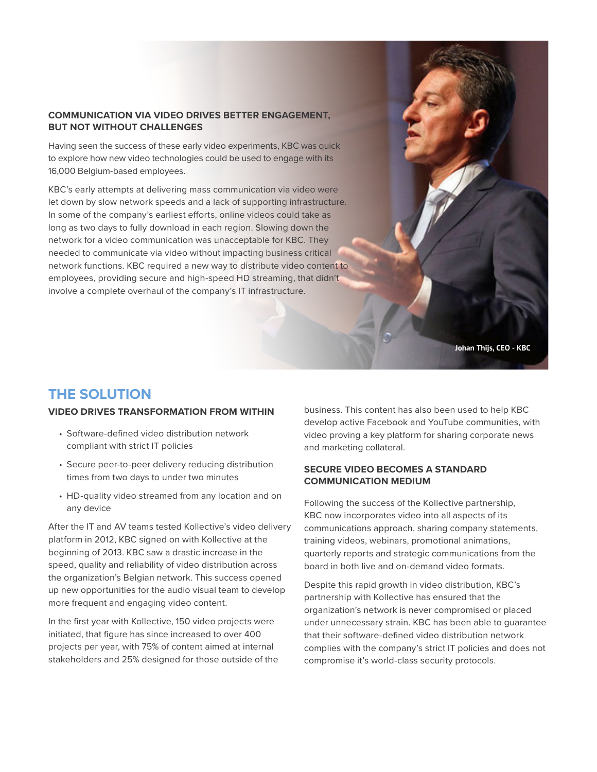**COMMUNICATION VIA VIDEO DRIVES BETTER ENGAGEMENT, BUT NOT WITHOUT CHALLENGES**

Having seen the success of these early video experiments, KBC was quick to explore how new video technologies could be used to engage with its 16,000 Belgium-based employees.

KBC's early attempts at delivering mass communication via video were let down by slow network speeds and a lack of supporting infrastructure. In some of the company's earliest efforts, online videos could take as long as two days to fully download in each region. Slowing down the network for a video communication was unacceptable for KBC. They needed to communicate via video without impacting business critical network functions. KBC required a new way to distribute video content to employees, providing secure and high-speed HD streaming, that didn't involve a complete overhaul of the company's IT infrastructure.

Johan Thijs, CEO - KBC

## THE SOLUTION

**VIDEO DRIVES TRANSFORMATION FROM WITHIN**

- Software-defined video distribution network compliant with strict IT policies
- Secure peer-to-peer delivery reducing distribution times from two days to under two minutes
- HD-quality video streamed from any location and on any device

After the IT and AV teams tested Kollective's video delivery platform in 2012, KBC signed on with Kollective at the beginning of 2013. KBC saw a drastic increase in the speed, quality and reliability of video distribution across the organization's Belgian network. This success opened up new opportunities for the audio visual team to develop more frequent and engaging video content.

In the first year with Kollective, 150 video projects were initiated, that figure has since increased to over 400 projects per year, with 75% of content aimed at internal stakeholders and 25% designed for those outside of the business. This content has also been used to help KBC develop active Facebook and YouTube communities, with video proving a key platform for sharing corporate news and marketing collateral.

**SECURE VIDEO BECOMES A STANDARD COMMUNICATION MEDIUM**

Following the success of the Kollective partnership, KBC now incorporates video into all aspects of its communications approach, sharing company statements, training videos, webinars, promotional animations, quarterly reports and strategic communications from the board in both live and on-demand video formats.

Despite this rapid growth in video distribution, KBC's partnership with Kollective has ensured that the organization's network is never compromised or placed under unnecessary strain. KBC has been able to guarantee that their software-defined video distribution network complies with the company's strict IT policies and does not compromise it's world-class security protocols.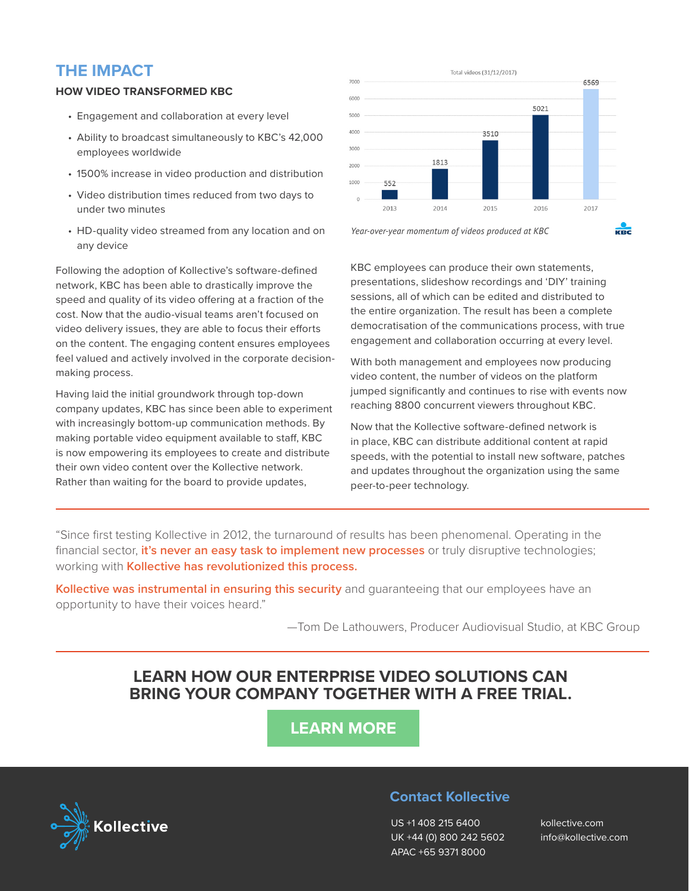## THE IMPACT

### HOW VIDEO TRANSFORMED KBC

- Engagement and collaboration at every level
- Ability to broadcast simultaneously to KBC's 42,000 employees worldwide
- 1500% increase in video production and distribution
- Video distribution times reduced from two days to under two minutes
- HD-quality video streamed from any location and on any device

Total videos (31/12/2017)

7000
6000
5000
4000
3000
2000
1000
0

552
1813
3510
5021
6569

2013
2014
2015
2016
2017

*Year-over-year momentum of videos produced at KBC*

KBC

Following the adoption of Kollective's software-defined network, KBC has been able to drastically improve the speed and quality of its video offering at a fraction of the cost. Now that the audio-visual teams aren't focused on video delivery issues, they are able to focus their efforts on the content. The engaging content ensures employees feel valued and actively involved in the corporate decision-making process.

Having laid the initial groundwork through top-down company updates, KBC has since been able to experiment with increasingly bottom-up communication methods. By making portable video equipment available to staff, KBC is now empowering its employees to create and distribute their own video content over the Kollective network. Rather than waiting for the board to provide updates, KBC employees can produce their own statements, presentations, slideshow recordings and 'DIY' training sessions, all of which can be edited and distributed to the entire organization. The result has been a complete democratisation of the communications process, with true engagement and collaboration occurring at every level.

With both management and employees now producing video content, the number of videos on the platform jumped significantly and continues to rise with events now reaching 8800 concurrent viewers throughout KBC.

Now that the Kollective software-defined network is in place, KBC can distribute additional content at rapid speeds, with the potential to install new software, patches and updates throughout the organization using the same peer-to-peer technology.

---

"Since first testing Kollective in 2012, the turnaround of results has been phenomenal. Operating in the financial sector, **it's never an easy task to implement new processes** or truly disruptive technologies; working with **Kollective has revolutionized this process.**

**Kollective was instrumental in ensuring this security** and guaranteeing that our employees have an opportunity to have their voices heard."

—Tom De Lathouwers, Producer Audiovisual Studio, at KBC Group

---

## LEARN HOW OUR ENTERPRISE VIDEO SOLUTIONS CAN BRING YOUR COMPANY TOGETHER WITH A FREE TRIAL.

**LEARN MORE**

Kollective

### Contact Kollective

US +1 408 215 6400
UK +44 (0) 800 242 5602
APAC +65 9371 8000

kollective.com
info@kollective.com